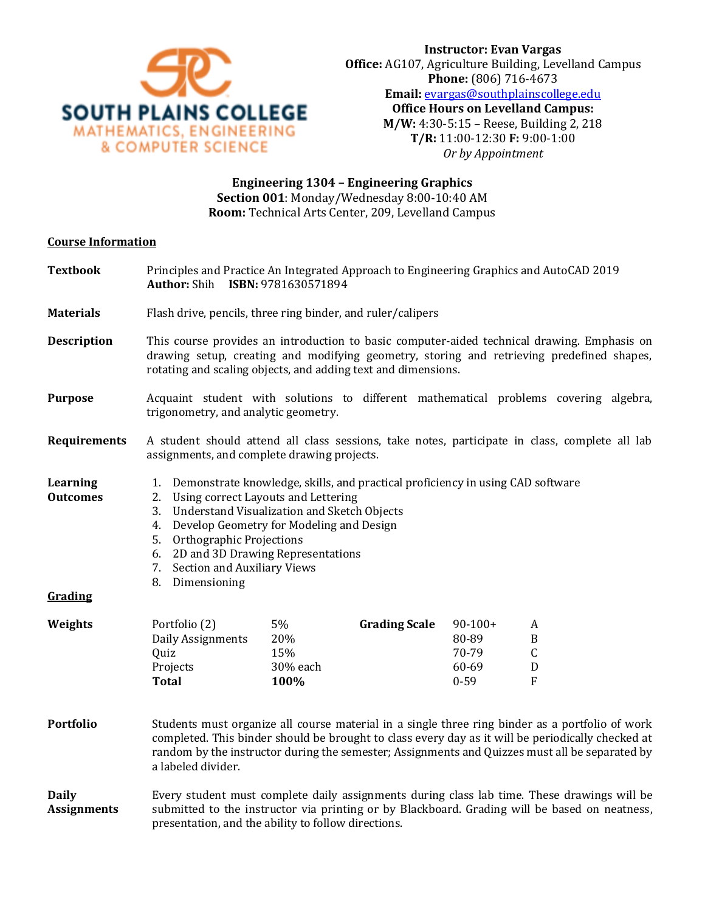SOUTH PLAINS COLLEGE
MATHEMATICS, ENGINEERING & COMPUTER SCIENCE

**Instructor: Evan Vargas**
**Office:** AG107, Agriculture Building, Levelland Campus
**Phone:** (806) 716-4673
**Email:** evargas@southplainscollege.edu
**Office Hours on Levelland Campus:**
**M/W:** 4:30-5:15 – Reese, Building 2, 218
**T/R:** 11:00-12:30 **F:** 9:00-1:00
*Or by Appointment*

**Engineering 1304 – Engineering Graphics**
**Section 001**: Monday/Wednesday 8:00-10:40 AM
**Room:** Technical Arts Center, 209, Levelland Campus

## Course Information

**Textbook** Principles and Practice An Integrated Approach to Engineering Graphics and AutoCAD 2019
**Author:** Shih **ISBN:** 9781630571894

**Materials** Flash drive, pencils, three ring binder, and ruler/calipers

**Description** This course provides an introduction to basic computer-aided technical drawing. Emphasis on drawing setup, creating and modifying geometry, storing and retrieving predefined shapes, rotating and scaling objects, and adding text and dimensions.

**Purpose** Acquaint student with solutions to different mathematical problems covering algebra, trigonometry, and analytic geometry.

**Requirements** A student should attend all class sessions, take notes, participate in class, complete all lab assignments, and complete drawing projects.

**Learning Outcomes**

1. Demonstrate knowledge, skills, and practical proficiency in using CAD software
2. Using correct Layouts and Lettering
3. Understand Visualization and Sketch Objects
4. Develop Geometry for Modeling and Design
5. Orthographic Projections
6. 2D and 3D Drawing Representations
7. Section and Auxiliary Views
8. Dimensioning

## Grading

**Weights**

| Item | Weight |
|---|---|
| Portfolio (2) | 5% |
| Daily Assignments | 20% |
| Quiz | 15% |
| Projects | 30% each |
| **Total** | **100%** |

**Grading Scale**

| Score | Grade |
|---|---|
| 90-100+ | A |
| 80-89 | B |
| 70-79 | C |
| 60-69 | D |
| 0-59 | F |

**Portfolio** Students must organize all course material in a single three ring binder as a portfolio of work completed. This binder should be brought to class every day as it will be periodically checked at random by the instructor during the semester; Assignments and Quizzes must all be separated by a labeled divider.

**Daily Assignments** Every student must complete daily assignments during class lab time. These drawings will be submitted to the instructor via printing or by Blackboard. Grading will be based on neatness, presentation, and the ability to follow directions.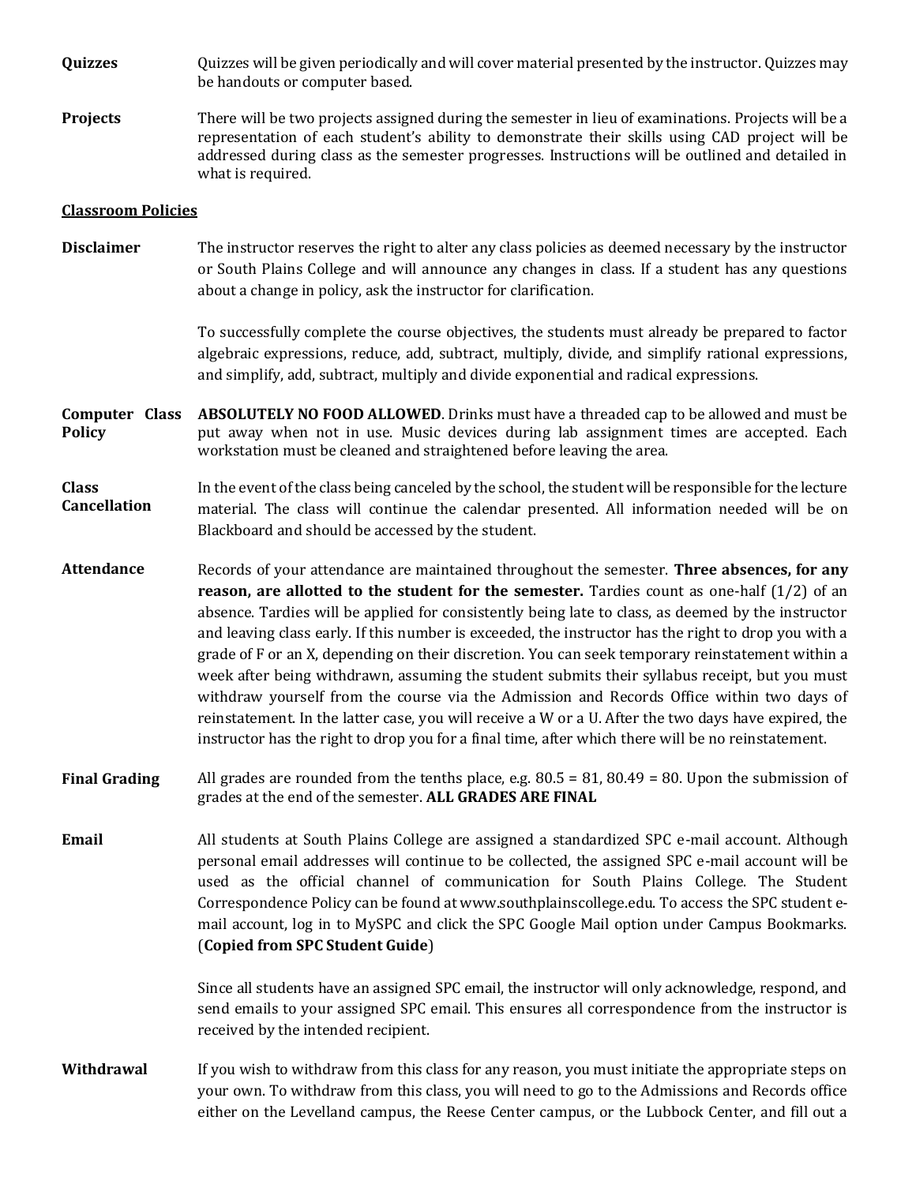**Quizzes** Quizzes will be given periodically and will cover material presented by the instructor. Quizzes may be handouts or computer based.

**Projects** There will be two projects assigned during the semester in lieu of examinations. Projects will be a representation of each student's ability to demonstrate their skills using CAD project will be addressed during class as the semester progresses. Instructions will be outlined and detailed in what is required.

## Classroom Policies

**Disclaimer** The instructor reserves the right to alter any class policies as deemed necessary by the instructor or South Plains College and will announce any changes in class. If a student has any questions about a change in policy, ask the instructor for clarification.

To successfully complete the course objectives, the students must already be prepared to factor algebraic expressions, reduce, add, subtract, multiply, divide, and simplify rational expressions, and simplify, add, subtract, multiply and divide exponential and radical expressions.

**Computer Class Policy** **ABSOLUTELY NO FOOD ALLOWED**. Drinks must have a threaded cap to be allowed and must be put away when not in use. Music devices during lab assignment times are accepted. Each workstation must be cleaned and straightened before leaving the area.

**Class Cancellation** In the event of the class being canceled by the school, the student will be responsible for the lecture material. The class will continue the calendar presented. All information needed will be on Blackboard and should be accessed by the student.

**Attendance** Records of your attendance are maintained throughout the semester. **Three absences, for any reason, are allotted to the student for the semester.** Tardies count as one-half (1/2) of an absence. Tardies will be applied for consistently being late to class, as deemed by the instructor and leaving class early. If this number is exceeded, the instructor has the right to drop you with a grade of F or an X, depending on their discretion. You can seek temporary reinstatement within a week after being withdrawn, assuming the student submits their syllabus receipt, but you must withdraw yourself from the course via the Admission and Records Office within two days of reinstatement. In the latter case, you will receive a W or a U. After the two days have expired, the instructor has the right to drop you for a final time, after which there will be no reinstatement.

**Final Grading** All grades are rounded from the tenths place, e.g. 80.5 = 81, 80.49 = 80. Upon the submission of grades at the end of the semester. **ALL GRADES ARE FINAL**

**Email** All students at South Plains College are assigned a standardized SPC e-mail account. Although personal email addresses will continue to be collected, the assigned SPC e-mail account will be used as the official channel of communication for South Plains College. The Student Correspondence Policy can be found at www.southplainscollege.edu. To access the SPC student e-mail account, log in to MySPC and click the SPC Google Mail option under Campus Bookmarks. (**Copied from SPC Student Guide**)

Since all students have an assigned SPC email, the instructor will only acknowledge, respond, and send emails to your assigned SPC email. This ensures all correspondence from the instructor is received by the intended recipient.

**Withdrawal** If you wish to withdraw from this class for any reason, you must initiate the appropriate steps on your own. To withdraw from this class, you will need to go to the Admissions and Records office either on the Levelland campus, the Reese Center campus, or the Lubbock Center, and fill out a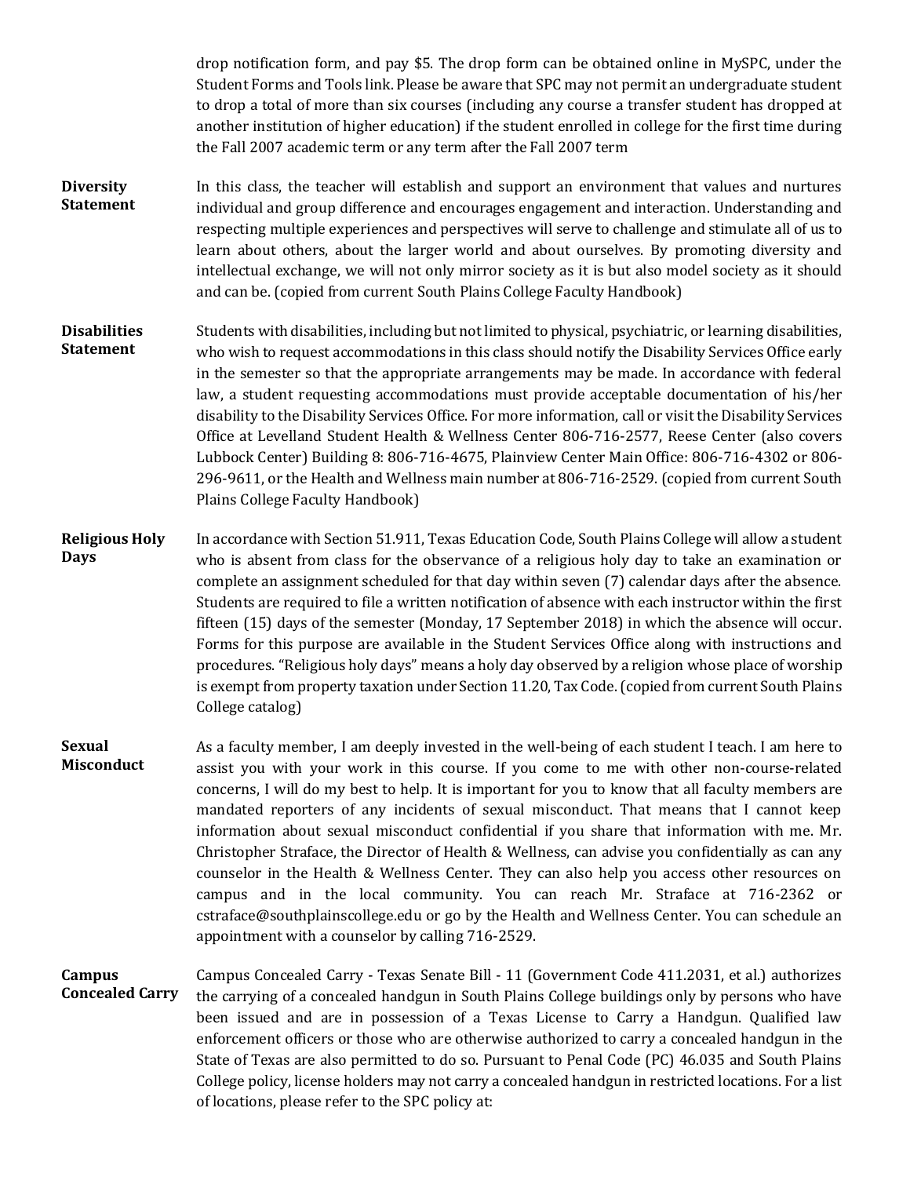drop notification form, and pay $5. The drop form can be obtained online in MySPC, under the Student Forms and Tools link. Please be aware that SPC may not permit an undergraduate student to drop a total of more than six courses (including any course a transfer student has dropped at another institution of higher education) if the student enrolled in college for the first time during the Fall 2007 academic term or any term after the Fall 2007 term

**Diversity Statement**

In this class, the teacher will establish and support an environment that values and nurtures individual and group difference and encourages engagement and interaction. Understanding and respecting multiple experiences and perspectives will serve to challenge and stimulate all of us to learn about others, about the larger world and about ourselves. By promoting diversity and intellectual exchange, we will not only mirror society as it is but also model society as it should and can be. (copied from current South Plains College Faculty Handbook)

**Disabilities Statement**

Students with disabilities, including but not limited to physical, psychiatric, or learning disabilities, who wish to request accommodations in this class should notify the Disability Services Office early in the semester so that the appropriate arrangements may be made. In accordance with federal law, a student requesting accommodations must provide acceptable documentation of his/her disability to the Disability Services Office. For more information, call or visit the Disability Services Office at Levelland Student Health & Wellness Center 806-716-2577, Reese Center (also covers Lubbock Center) Building 8: 806-716-4675, Plainview Center Main Office: 806-716-4302 or 806-296-9611, or the Health and Wellness main number at 806-716-2529. (copied from current South Plains College Faculty Handbook)

**Religious Holy Days**

In accordance with Section 51.911, Texas Education Code, South Plains College will allow a student who is absent from class for the observance of a religious holy day to take an examination or complete an assignment scheduled for that day within seven (7) calendar days after the absence. Students are required to file a written notification of absence with each instructor within the first fifteen (15) days of the semester (Monday, 17 September 2018) in which the absence will occur. Forms for this purpose are available in the Student Services Office along with instructions and procedures. "Religious holy days" means a holy day observed by a religion whose place of worship is exempt from property taxation under Section 11.20, Tax Code. (copied from current South Plains College catalog)

**Sexual Misconduct**

As a faculty member, I am deeply invested in the well-being of each student I teach. I am here to assist you with your work in this course. If you come to me with other non-course-related concerns, I will do my best to help. It is important for you to know that all faculty members are mandated reporters of any incidents of sexual misconduct. That means that I cannot keep information about sexual misconduct confidential if you share that information with me. Mr. Christopher Straface, the Director of Health & Wellness, can advise you confidentially as can any counselor in the Health & Wellness Center. They can also help you access other resources on campus and in the local community. You can reach Mr. Straface at 716-2362 or cstraface@southplainscollege.edu or go by the Health and Wellness Center. You can schedule an appointment with a counselor by calling 716-2529.

**Campus Concealed Carry**

Campus Concealed Carry - Texas Senate Bill - 11 (Government Code 411.2031, et al.) authorizes the carrying of a concealed handgun in South Plains College buildings only by persons who have been issued and are in possession of a Texas License to Carry a Handgun. Qualified law enforcement officers or those who are otherwise authorized to carry a concealed handgun in the State of Texas are also permitted to do so. Pursuant to Penal Code (PC) 46.035 and South Plains College policy, license holders may not carry a concealed handgun in restricted locations. For a list of locations, please refer to the SPC policy at: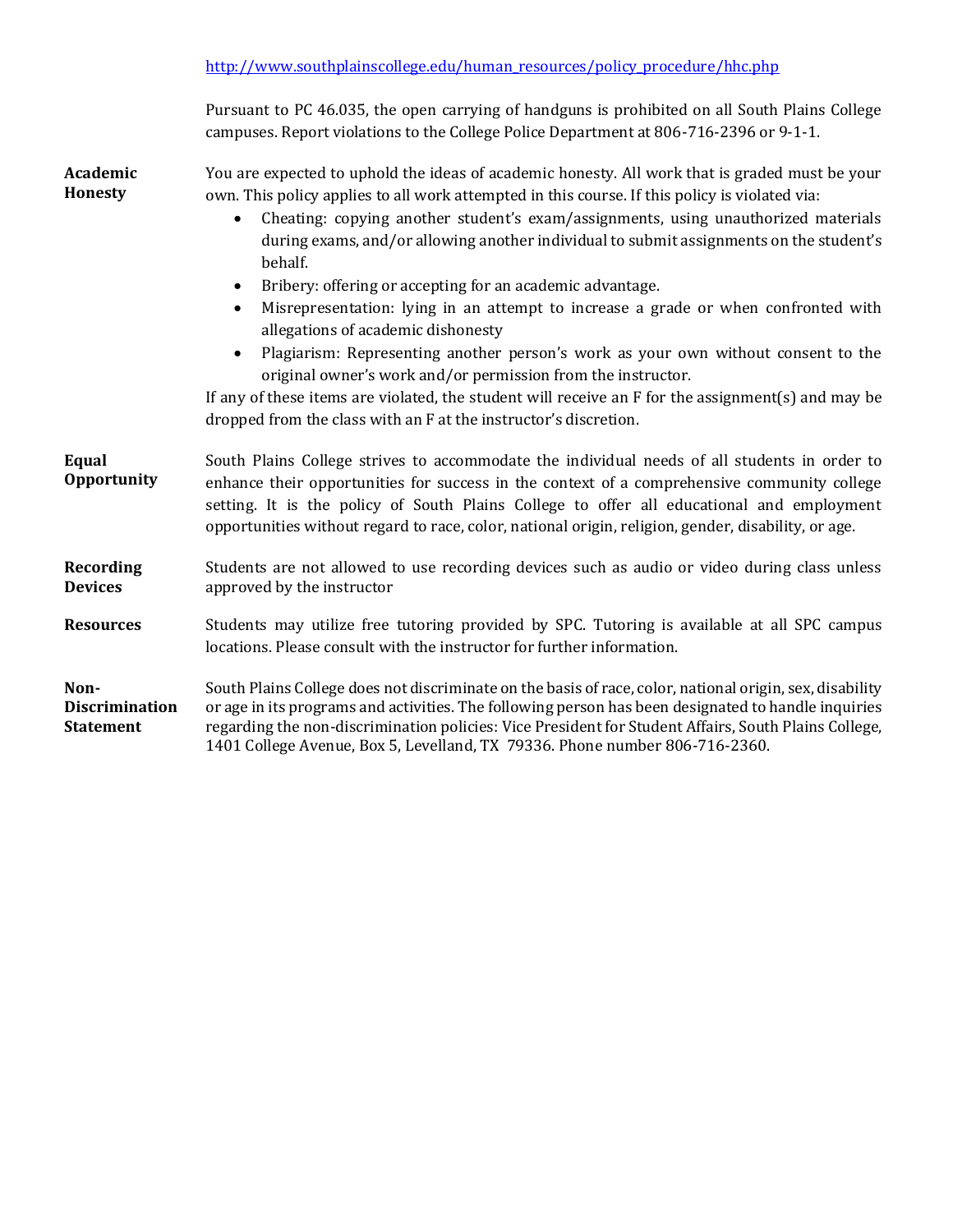http://www.southplainscollege.edu/human_resources/policy_procedure/hhc.php

Pursuant to PC 46.035, the open carrying of handguns is prohibited on all South Plains College campuses. Report violations to the College Police Department at 806-716-2396 or 9-1-1.

**Academic Honesty**

You are expected to uphold the ideas of academic honesty. All work that is graded must be your own. This policy applies to all work attempted in this course. If this policy is violated via:

- Cheating: copying another student's exam/assignments, using unauthorized materials during exams, and/or allowing another individual to submit assignments on the student's behalf.
- Bribery: offering or accepting for an academic advantage.
- Misrepresentation: lying in an attempt to increase a grade or when confronted with allegations of academic dishonesty
- Plagiarism: Representing another person's work as your own without consent to the original owner's work and/or permission from the instructor.

If any of these items are violated, the student will receive an F for the assignment(s) and may be dropped from the class with an F at the instructor's discretion.

**Equal Opportunity**

South Plains College strives to accommodate the individual needs of all students in order to enhance their opportunities for success in the context of a comprehensive community college setting. It is the policy of South Plains College to offer all educational and employment opportunities without regard to race, color, national origin, religion, gender, disability, or age.

**Recording Devices**

Students are not allowed to use recording devices such as audio or video during class unless approved by the instructor

**Resources**

Students may utilize free tutoring provided by SPC. Tutoring is available at all SPC campus locations. Please consult with the instructor for further information.

**Non-Discrimination Statement**

South Plains College does not discriminate on the basis of race, color, national origin, sex, disability or age in its programs and activities. The following person has been designated to handle inquiries regarding the non-discrimination policies: Vice President for Student Affairs, South Plains College, 1401 College Avenue, Box 5, Levelland, TX 79336. Phone number 806-716-2360.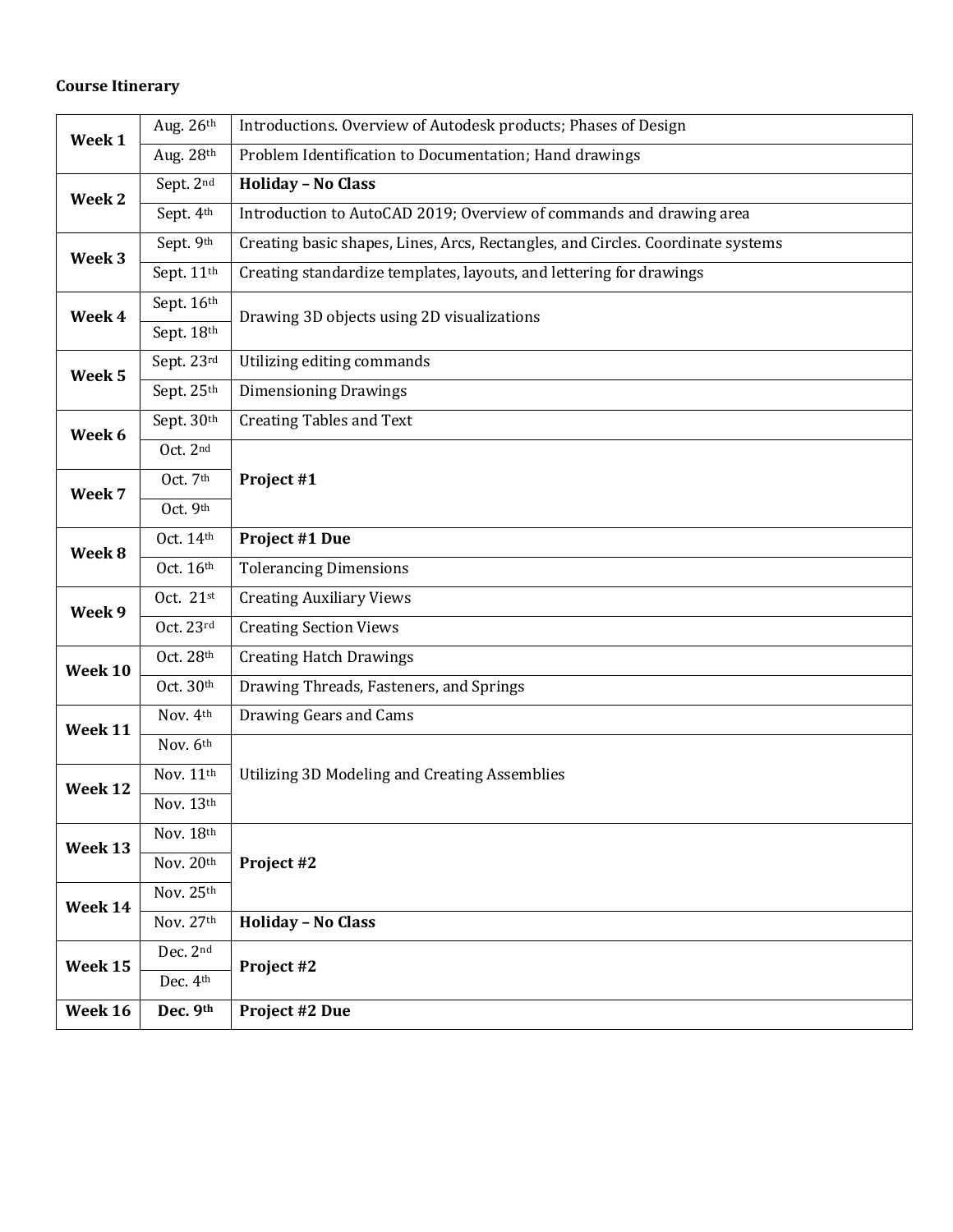**Course Itinerary**

| | | |
|---|---|---|
| **Week 1** | Aug. 26th | Introductions. Overview of Autodesk products; Phases of Design |
| | Aug. 28th | Problem Identification to Documentation; Hand drawings |
| **Week 2** | Sept. 2nd | **Holiday – No Class** |
| | Sept. 4th | Introduction to AutoCAD 2019; Overview of commands and drawing area |
| **Week 3** | Sept. 9th | Creating basic shapes, Lines, Arcs, Rectangles, and Circles. Coordinate systems |
| | Sept. 11th | Creating standardize templates, layouts, and lettering for drawings |
| **Week 4** | Sept. 16th | Drawing 3D objects using 2D visualizations |
| | Sept. 18th | |
| **Week 5** | Sept. 23rd | Utilizing editing commands |
| | Sept. 25th | Dimensioning Drawings |
| **Week 6** | Sept. 30th | Creating Tables and Text |
| | Oct. 2nd | **Project #1** |
| **Week 7** | Oct. 7th | |
| | Oct. 9th | |
| **Week 8** | Oct. 14th | **Project #1 Due** |
| | Oct. 16th | Tolerancing Dimensions |
| **Week 9** | Oct. 21st | Creating Auxiliary Views |
| | Oct. 23rd | Creating Section Views |
| **Week 10** | Oct. 28th | Creating Hatch Drawings |
| | Oct. 30th | Drawing Threads, Fasteners, and Springs |
| **Week 11** | Nov. 4th | Drawing Gears and Cams |
| | Nov. 6th | Utilizing 3D Modeling and Creating Assemblies |
| **Week 12** | Nov. 11th | |
| | Nov. 13th | |
| **Week 13** | Nov. 18th | **Project #2** |
| | Nov. 20th | |
| **Week 14** | Nov. 25th | |
| | Nov. 27th | **Holiday – No Class** |
| **Week 15** | Dec. 2nd | **Project #2** |
| | Dec. 4th | |
| **Week 16** | **Dec. 9th** | **Project #2 Due** |